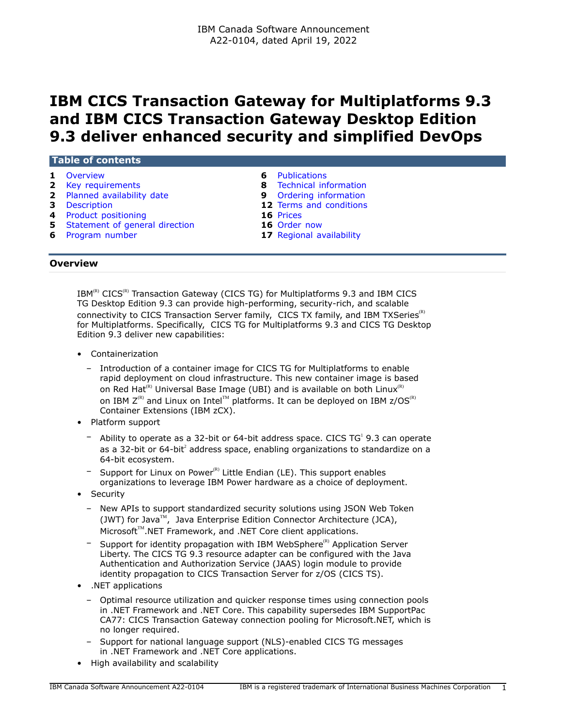IBM Canada Software Announcement
A22-0104, dated April 19, 2022

# IBM CICS Transaction Gateway for Multiplatforms 9.3 and IBM CICS Transaction Gateway Desktop Edition 9.3 deliver enhanced security and simplified DevOps

## Table of contents

- **1** Overview
- **2** Key requirements
- **2** Planned availability date
- **3** Description
- **4** Product positioning
- **5** Statement of general direction
- **6** Program number
- **6** Publications
- **8** Technical information
- **9** Ordering information
- **12** Terms and conditions
- **16** Prices
- **16** Order now
- **17** Regional availability

## Overview

IBM(R) CICS(R) Transaction Gateway (CICS TG) for Multiplatforms 9.3 and IBM CICS TG Desktop Edition 9.3 can provide high-performing, security-rich, and scalable connectivity to CICS Transaction Server family, CICS TX family, and IBM TXSeries(R) for Multiplatforms. Specifically, CICS TG for Multiplatforms 9.3 and CICS TG Desktop Edition 9.3 deliver new capabilities:

- Containerization
  - Introduction of a container image for CICS TG for Multiplatforms to enable rapid deployment on cloud infrastructure. This new container image is based on Red Hat(R) Universal Base Image (UBI) and is available on both Linux(R) on IBM Z(R) and Linux on Intel(TM) platforms. It can be deployed on IBM z/OS(R) Container Extensions (IBM zCX).
- Platform support
  - Ability to operate as a 32-bit or 64-bit address space. CICS TG[1] 9.3 can operate as a 32-bit or 64-bit[2] address space, enabling organizations to standardize on a 64-bit ecosystem.
  - Support for Linux on Power(R) Little Endian (LE). This support enables organizations to leverage IBM Power hardware as a choice of deployment.
- Security
  - New APIs to support standardized security solutions using JSON Web Token (JWT) for Java(TM), Java Enterprise Edition Connector Architecture (JCA), Microsoft(TM).NET Framework, and .NET Core client applications.
  - Support for identity propagation with IBM WebSphere(R) Application Server Liberty. The CICS TG 9.3 resource adapter can be configured with the Java Authentication and Authorization Service (JAAS) login module to provide identity propagation to CICS Transaction Server for z/OS (CICS TS).
- .NET applications
  - Optimal resource utilization and quicker response times using connection pools in .NET Framework and .NET Core. This capability supersedes IBM SupportPac CA77: CICS Transaction Gateway connection pooling for Microsoft.NET, which is no longer required.
  - Support for national language support (NLS)-enabled CICS TG messages in .NET Framework and .NET Core applications.
- High availability and scalability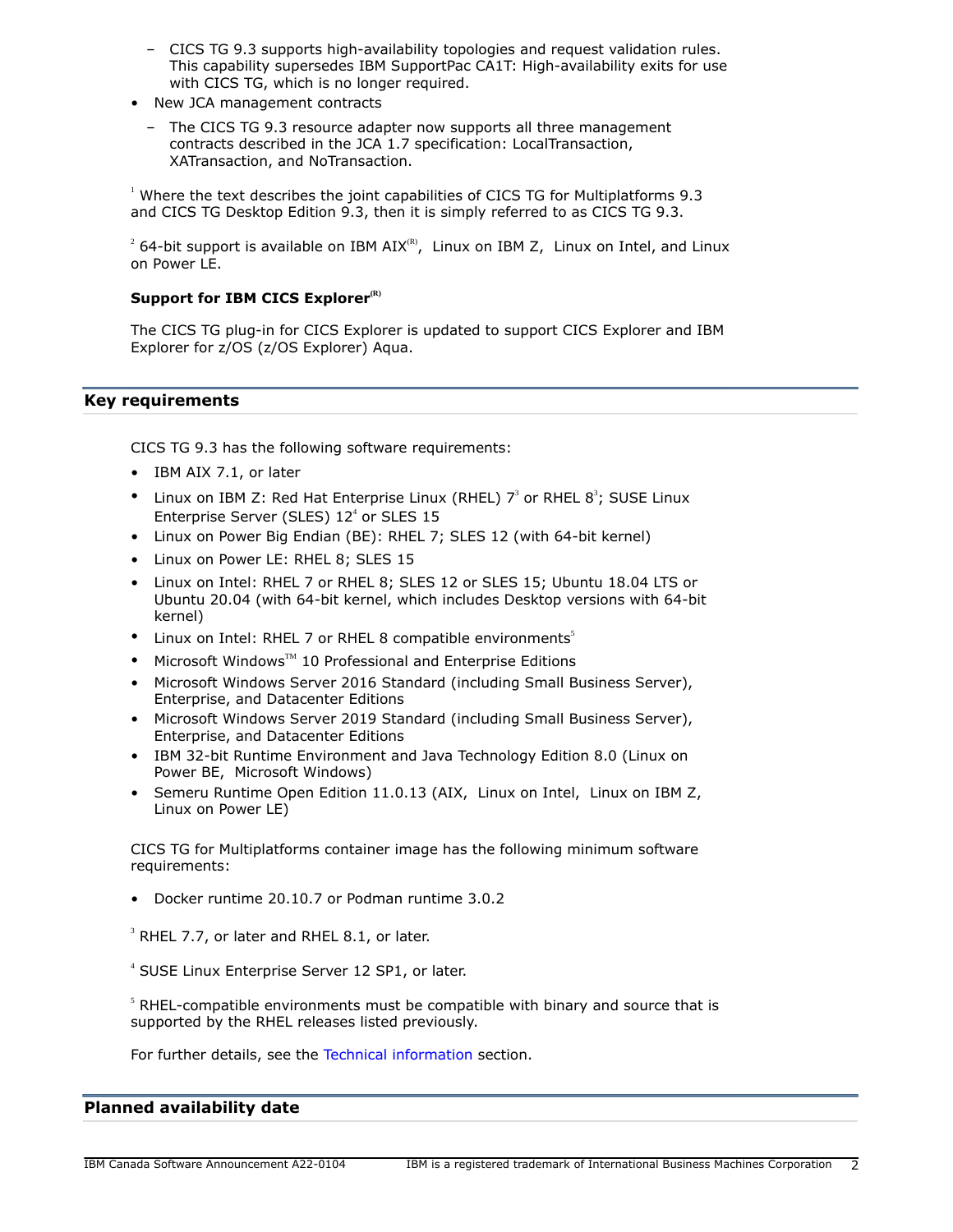- CICS TG 9.3 supports high-availability topologies and request validation rules. This capability supersedes IBM SupportPac CA1T: High-availability exits for use with CICS TG, which is no longer required.
- New JCA management contracts
  - The CICS TG 9.3 resource adapter now supports all three management contracts described in the JCA 1.7 specification: LocalTransaction, XATransaction, and NoTransaction.

[1] Where the text describes the joint capabilities of CICS TG for Multiplatforms 9.3 and CICS TG Desktop Edition 9.3, then it is simply referred to as CICS TG 9.3.

[2] 64-bit support is available on IBM AIX(R), Linux on IBM Z, Linux on Intel, and Linux on Power LE.

**Support for IBM CICS Explorer(R)**

The CICS TG plug-in for CICS Explorer is updated to support CICS Explorer and IBM Explorer for z/OS (z/OS Explorer) Aqua.

## Key requirements

CICS TG 9.3 has the following software requirements:

- IBM AIX 7.1, or later
- Linux on IBM Z: Red Hat Enterprise Linux (RHEL) 7[3] or RHEL 8[3]; SUSE Linux Enterprise Server (SLES) 12[4] or SLES 15
- Linux on Power Big Endian (BE): RHEL 7; SLES 12 (with 64-bit kernel)
- Linux on Power LE: RHEL 8; SLES 15
- Linux on Intel: RHEL 7 or RHEL 8; SLES 12 or SLES 15; Ubuntu 18.04 LTS or Ubuntu 20.04 (with 64-bit kernel, which includes Desktop versions with 64-bit kernel)
- Linux on Intel: RHEL 7 or RHEL 8 compatible environments[5]
- Microsoft Windows(TM) 10 Professional and Enterprise Editions
- Microsoft Windows Server 2016 Standard (including Small Business Server), Enterprise, and Datacenter Editions
- Microsoft Windows Server 2019 Standard (including Small Business Server), Enterprise, and Datacenter Editions
- IBM 32-bit Runtime Environment and Java Technology Edition 8.0 (Linux on Power BE, Microsoft Windows)
- Semeru Runtime Open Edition 11.0.13 (AIX, Linux on Intel, Linux on IBM Z, Linux on Power LE)

CICS TG for Multiplatforms container image has the following minimum software requirements:

- Docker runtime 20.10.7 or Podman runtime 3.0.2

[3] RHEL 7.7, or later and RHEL 8.1, or later.

[4] SUSE Linux Enterprise Server 12 SP1, or later.

[5] RHEL-compatible environments must be compatible with binary and source that is supported by the RHEL releases listed previously.

For further details, see the Technical information section.

## Planned availability date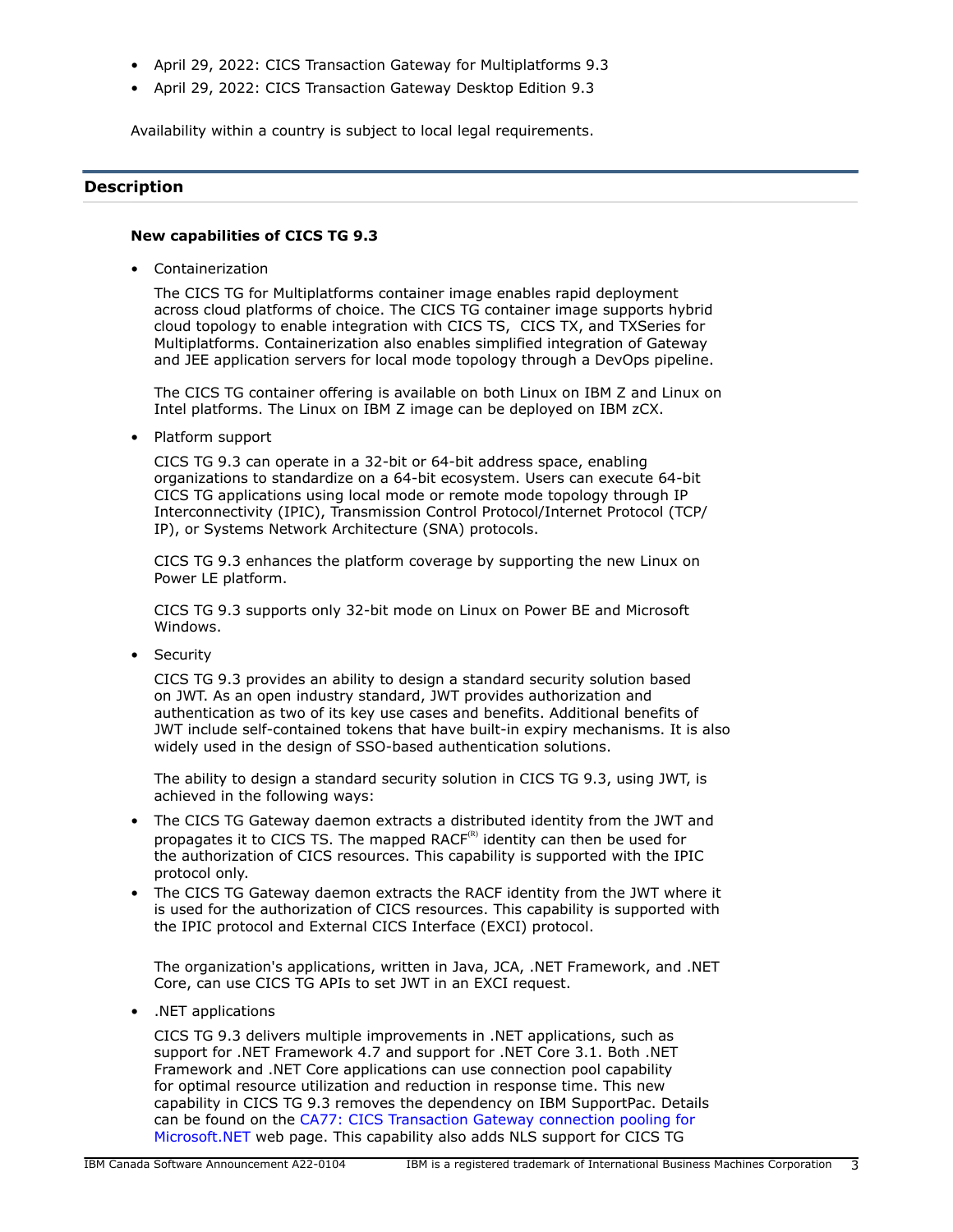- April 29, 2022: CICS Transaction Gateway for Multiplatforms 9.3
- April 29, 2022: CICS Transaction Gateway Desktop Edition 9.3

Availability within a country is subject to local legal requirements.

## Description

### New capabilities of CICS TG 9.3

- Containerization

  The CICS TG for Multiplatforms container image enables rapid deployment across cloud platforms of choice. The CICS TG container image supports hybrid cloud topology to enable integration with CICS TS, CICS TX, and TXSeries for Multiplatforms. Containerization also enables simplified integration of Gateway and JEE application servers for local mode topology through a DevOps pipeline.

  The CICS TG container offering is available on both Linux on IBM Z and Linux on Intel platforms. The Linux on IBM Z image can be deployed on IBM zCX.

- Platform support

  CICS TG 9.3 can operate in a 32-bit or 64-bit address space, enabling organizations to standardize on a 64-bit ecosystem. Users can execute 64-bit CICS TG applications using local mode or remote mode topology through IP Interconnectivity (IPIC), Transmission Control Protocol/Internet Protocol (TCP/IP), or Systems Network Architecture (SNA) protocols.

  CICS TG 9.3 enhances the platform coverage by supporting the new Linux on Power LE platform.

  CICS TG 9.3 supports only 32-bit mode on Linux on Power BE and Microsoft Windows.

- Security

  CICS TG 9.3 provides an ability to design a standard security solution based on JWT. As an open industry standard, JWT provides authorization and authentication as two of its key use cases and benefits. Additional benefits of JWT include self-contained tokens that have built-in expiry mechanisms. It is also widely used in the design of SSO-based authentication solutions.

  The ability to design a standard security solution in CICS TG 9.3, using JWT, is achieved in the following ways:

- The CICS TG Gateway daemon extracts a distributed identity from the JWT and propagates it to CICS TS. The mapped RACF(R) identity can then be used for the authorization of CICS resources. This capability is supported with the IPIC protocol only.
- The CICS TG Gateway daemon extracts the RACF identity from the JWT where it is used for the authorization of CICS resources. This capability is supported with the IPIC protocol and External CICS Interface (EXCI) protocol.

  The organization's applications, written in Java, JCA, .NET Framework, and .NET Core, can use CICS TG APIs to set JWT in an EXCI request.

- .NET applications

  CICS TG 9.3 delivers multiple improvements in .NET applications, such as support for .NET Framework 4.7 and support for .NET Core 3.1. Both .NET Framework and .NET Core applications can use connection pool capability for optimal resource utilization and reduction in response time. This new capability in CICS TG 9.3 removes the dependency on IBM SupportPac. Details can be found on the CA77: CICS Transaction Gateway connection pooling for Microsoft.NET web page. This capability also adds NLS support for CICS TG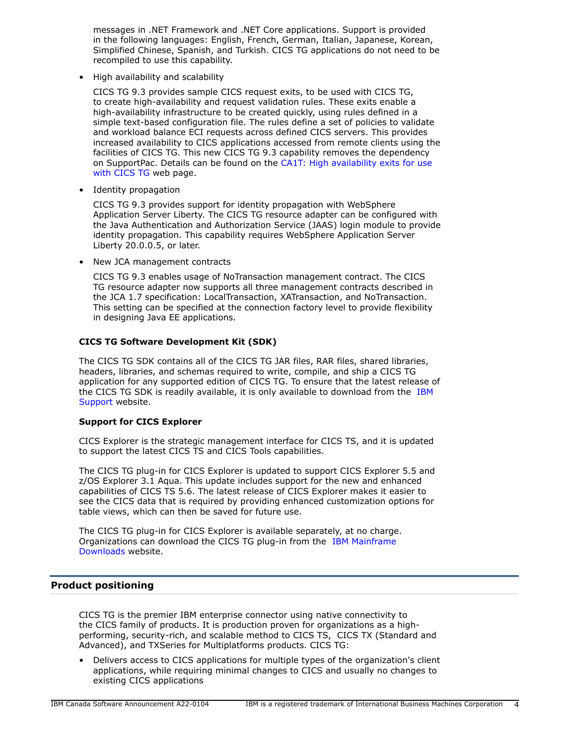messages in .NET Framework and .NET Core applications. Support is provided in the following languages: English, French, German, Italian, Japanese, Korean, Simplified Chinese, Spanish, and Turkish. CICS TG applications do not need to be recompiled to use this capability.

- High availability and scalability

  CICS TG 9.3 provides sample CICS request exits, to be used with CICS TG, to create high-availability and request validation rules. These exits enable a high-availability infrastructure to be created quickly, using rules defined in a simple text-based configuration file. The rules define a set of policies to validate and workload balance ECI requests across defined CICS servers. This provides increased availability to CICS applications accessed from remote clients using the facilities of CICS TG. This new CICS TG 9.3 capability removes the dependency on SupportPac. Details can be found on the CA1T: High availability exits for use with CICS TG web page.

- Identity propagation

  CICS TG 9.3 provides support for identity propagation with WebSphere Application Server Liberty. The CICS TG resource adapter can be configured with the Java Authentication and Authorization Service (JAAS) login module to provide identity propagation. This capability requires WebSphere Application Server Liberty 20.0.0.5, or later.

- New JCA management contracts

  CICS TG 9.3 enables usage of NoTransaction management contract. The CICS TG resource adapter now supports all three management contracts described in the JCA 1.7 specification: LocalTransaction, XATransaction, and NoTransaction. This setting can be specified at the connection factory level to provide flexibility in designing Java EE applications.

**CICS TG Software Development Kit (SDK)**

The CICS TG SDK contains all of the CICS TG JAR files, RAR files, shared libraries, headers, libraries, and schemas required to write, compile, and ship a CICS TG application for any supported edition of CICS TG. To ensure that the latest release of the CICS TG SDK is readily available, it is only available to download from the IBM Support website.

**Support for CICS Explorer**

CICS Explorer is the strategic management interface for CICS TS, and it is updated to support the latest CICS TS and CICS Tools capabilities.

The CICS TG plug-in for CICS Explorer is updated to support CICS Explorer 5.5 and z/OS Explorer 3.1 Aqua. This update includes support for the new and enhanced capabilities of CICS TS 5.6. The latest release of CICS Explorer makes it easier to see the CICS data that is required by providing enhanced customization options for table views, which can then be saved for future use.

The CICS TG plug-in for CICS Explorer is available separately, at no charge. Organizations can download the CICS TG plug-in from the IBM Mainframe Downloads website.

## Product positioning

CICS TG is the premier IBM enterprise connector using native connectivity to the CICS family of products. It is production proven for organizations as a high-performing, security-rich, and scalable method to CICS TS, CICS TX (Standard and Advanced), and TXSeries for Multiplatforms products. CICS TG:

- Delivers access to CICS applications for multiple types of the organization's client applications, while requiring minimal changes to CICS and usually no changes to existing CICS applications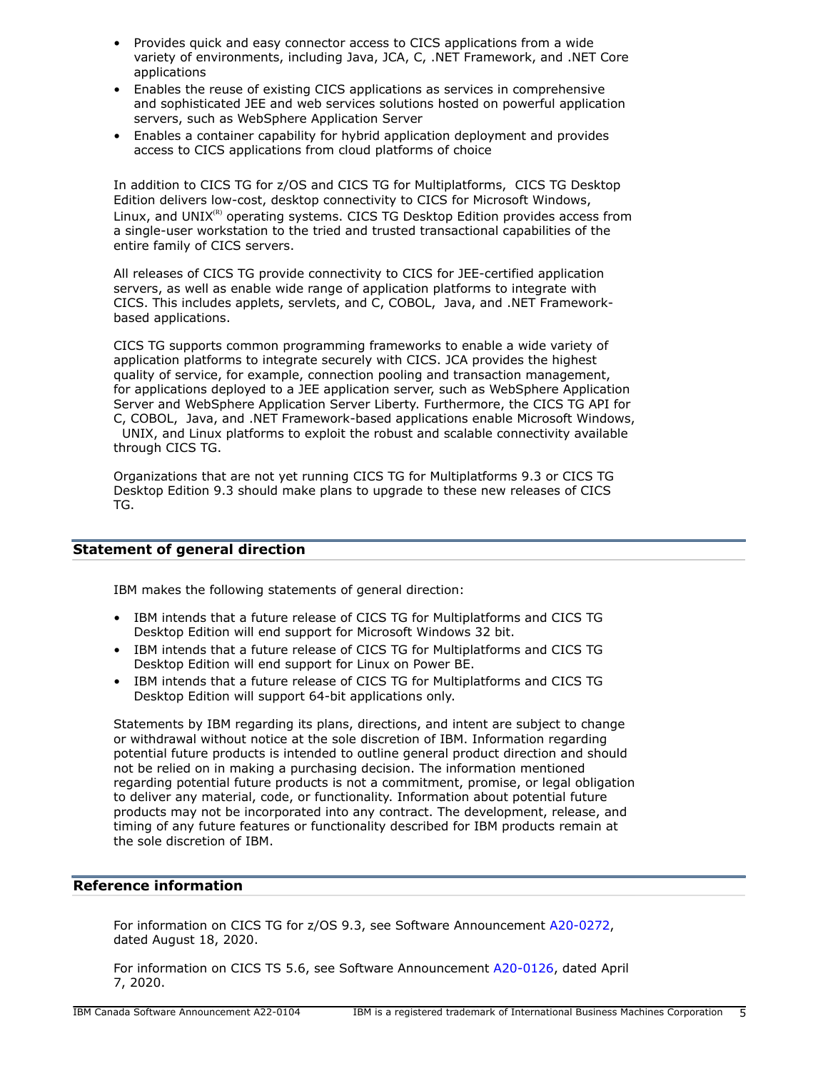- Provides quick and easy connector access to CICS applications from a wide variety of environments, including Java, JCA, C, .NET Framework, and .NET Core applications
- Enables the reuse of existing CICS applications as services in comprehensive and sophisticated JEE and web services solutions hosted on powerful application servers, such as WebSphere Application Server
- Enables a container capability for hybrid application deployment and provides access to CICS applications from cloud platforms of choice

In addition to CICS TG for z/OS and CICS TG for Multiplatforms, CICS TG Desktop Edition delivers low-cost, desktop connectivity to CICS for Microsoft Windows, Linux, and UNIX(R) operating systems. CICS TG Desktop Edition provides access from a single-user workstation to the tried and trusted transactional capabilities of the entire family of CICS servers.

All releases of CICS TG provide connectivity to CICS for JEE-certified application servers, as well as enable wide range of application platforms to integrate with CICS. This includes applets, servlets, and C, COBOL, Java, and .NET Framework-based applications.

CICS TG supports common programming frameworks to enable a wide variety of application platforms to integrate securely with CICS. JCA provides the highest quality of service, for example, connection pooling and transaction management, for applications deployed to a JEE application server, such as WebSphere Application Server and WebSphere Application Server Liberty. Furthermore, the CICS TG API for C, COBOL, Java, and .NET Framework-based applications enable Microsoft Windows, UNIX, and Linux platforms to exploit the robust and scalable connectivity available through CICS TG.

Organizations that are not yet running CICS TG for Multiplatforms 9.3 or CICS TG Desktop Edition 9.3 should make plans to upgrade to these new releases of CICS TG.

## Statement of general direction

IBM makes the following statements of general direction:

- IBM intends that a future release of CICS TG for Multiplatforms and CICS TG Desktop Edition will end support for Microsoft Windows 32 bit.
- IBM intends that a future release of CICS TG for Multiplatforms and CICS TG Desktop Edition will end support for Linux on Power BE.
- IBM intends that a future release of CICS TG for Multiplatforms and CICS TG Desktop Edition will support 64-bit applications only.

Statements by IBM regarding its plans, directions, and intent are subject to change or withdrawal without notice at the sole discretion of IBM. Information regarding potential future products is intended to outline general product direction and should not be relied on in making a purchasing decision. The information mentioned regarding potential future products is not a commitment, promise, or legal obligation to deliver any material, code, or functionality. Information about potential future products may not be incorporated into any contract. The development, release, and timing of any future features or functionality described for IBM products remain at the sole discretion of IBM.

## Reference information

For information on CICS TG for z/OS 9.3, see Software Announcement A20-0272, dated August 18, 2020.

For information on CICS TS 5.6, see Software Announcement A20-0126, dated April 7, 2020.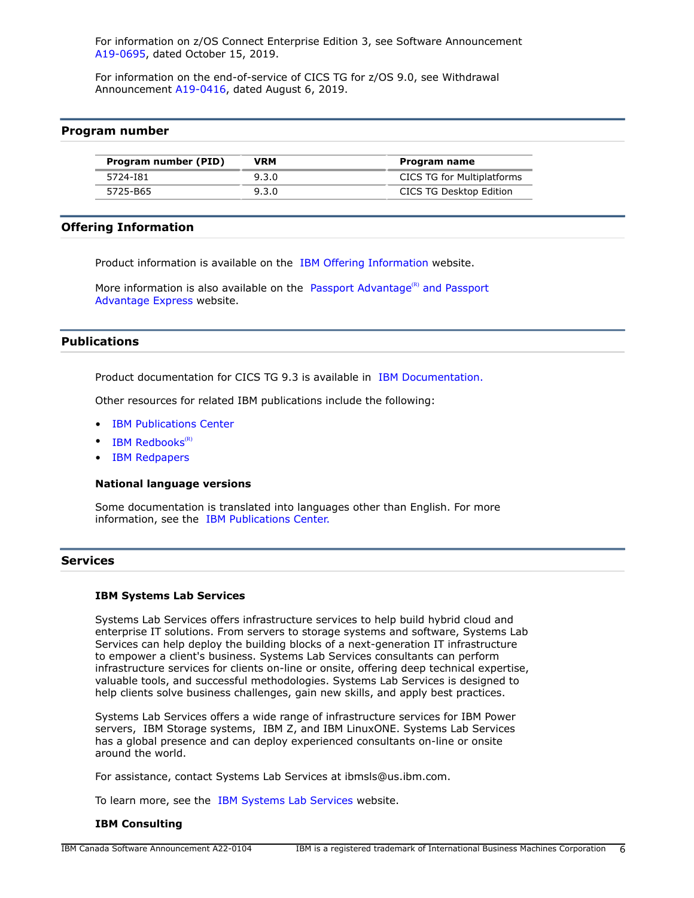For information on z/OS Connect Enterprise Edition 3, see Software Announcement A19-0695, dated October 15, 2019.

For information on the end-of-service of CICS TG for z/OS 9.0, see Withdrawal Announcement A19-0416, dated August 6, 2019.

## Program number

| Program number (PID) | VRM | Program name |
| --- | --- | --- |
| 5724-I81 | 9.3.0 | CICS TG for Multiplatforms |
| 5725-B65 | 9.3.0 | CICS TG Desktop Edition |

## Offering Information

Product information is available on the IBM Offering Information website.

More information is also available on the Passport Advantage(R) and Passport Advantage Express website.

## Publications

Product documentation for CICS TG 9.3 is available in IBM Documentation.

Other resources for related IBM publications include the following:

- IBM Publications Center
- IBM Redbooks(R)
- IBM Redpapers

### National language versions

Some documentation is translated into languages other than English. For more information, see the IBM Publications Center.

## Services

### IBM Systems Lab Services

Systems Lab Services offers infrastructure services to help build hybrid cloud and enterprise IT solutions. From servers to storage systems and software, Systems Lab Services can help deploy the building blocks of a next-generation IT infrastructure to empower a client's business. Systems Lab Services consultants can perform infrastructure services for clients on-line or onsite, offering deep technical expertise, valuable tools, and successful methodologies. Systems Lab Services is designed to help clients solve business challenges, gain new skills, and apply best practices.

Systems Lab Services offers a wide range of infrastructure services for IBM Power servers, IBM Storage systems, IBM Z, and IBM LinuxONE. Systems Lab Services has a global presence and can deploy experienced consultants on-line or onsite around the world.

For assistance, contact Systems Lab Services at ibmsls@us.ibm.com.

To learn more, see the IBM Systems Lab Services website.

### IBM Consulting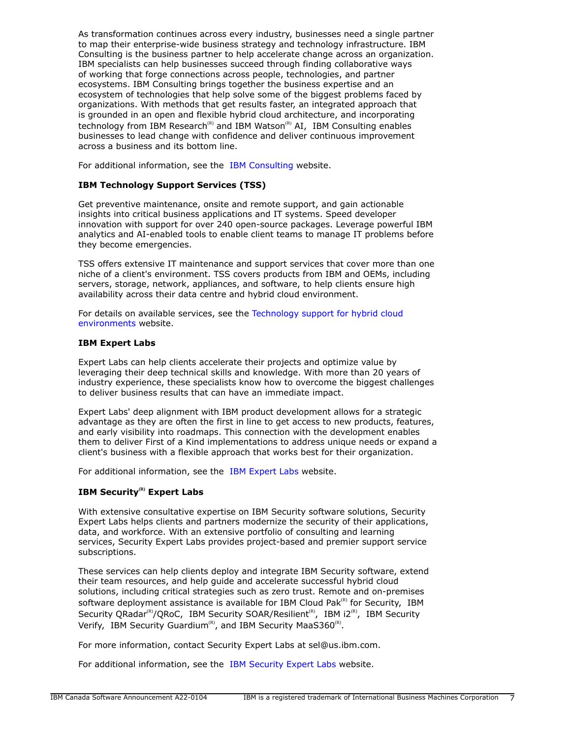As transformation continues across every industry, businesses need a single partner to map their enterprise-wide business strategy and technology infrastructure. IBM Consulting is the business partner to help accelerate change across an organization. IBM specialists can help businesses succeed through finding collaborative ways of working that forge connections across people, technologies, and partner ecosystems. IBM Consulting brings together the business expertise and an ecosystem of technologies that help solve some of the biggest problems faced by organizations. With methods that get results faster, an integrated approach that is grounded in an open and flexible hybrid cloud architecture, and incorporating technology from IBM Research(R) and IBM Watson(R) AI, IBM Consulting enables businesses to lead change with confidence and deliver continuous improvement across a business and its bottom line.

For additional information, see the IBM Consulting website.

**IBM Technology Support Services (TSS)**

Get preventive maintenance, onsite and remote support, and gain actionable insights into critical business applications and IT systems. Speed developer innovation with support for over 240 open-source packages. Leverage powerful IBM analytics and AI-enabled tools to enable client teams to manage IT problems before they become emergencies.

TSS offers extensive IT maintenance and support services that cover more than one niche of a client's environment. TSS covers products from IBM and OEMs, including servers, storage, network, appliances, and software, to help clients ensure high availability across their data centre and hybrid cloud environment.

For details on available services, see the Technology support for hybrid cloud environments website.

**IBM Expert Labs**

Expert Labs can help clients accelerate their projects and optimize value by leveraging their deep technical skills and knowledge. With more than 20 years of industry experience, these specialists know how to overcome the biggest challenges to deliver business results that can have an immediate impact.

Expert Labs' deep alignment with IBM product development allows for a strategic advantage as they are often the first in line to get access to new products, features, and early visibility into roadmaps. This connection with the development enables them to deliver First of a Kind implementations to address unique needs or expand a client's business with a flexible approach that works best for their organization.

For additional information, see the IBM Expert Labs website.

**IBM Security(R) Expert Labs**

With extensive consultative expertise on IBM Security software solutions, Security Expert Labs helps clients and partners modernize the security of their applications, data, and workforce. With an extensive portfolio of consulting and learning services, Security Expert Labs provides project-based and premier support service subscriptions.

These services can help clients deploy and integrate IBM Security software, extend their team resources, and help guide and accelerate successful hybrid cloud solutions, including critical strategies such as zero trust. Remote and on-premises software deployment assistance is available for IBM Cloud Pak(R) for Security, IBM Security QRadar(R)/QRoC, IBM Security SOAR/Resilient(R), IBM i2(R), IBM Security Verify, IBM Security Guardium(R), and IBM Security MaaS360(R).

For more information, contact Security Expert Labs at sel@us.ibm.com.

For additional information, see the IBM Security Expert Labs website.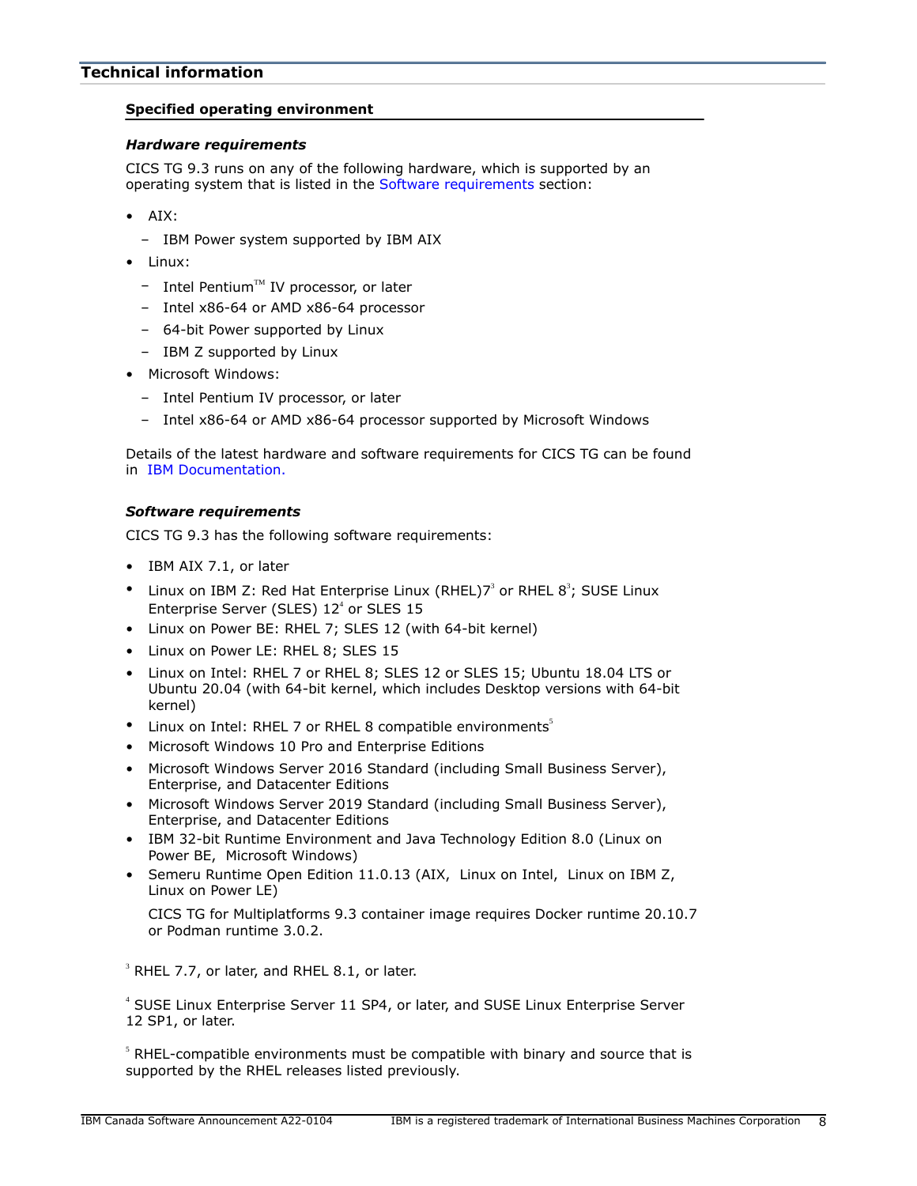## Technical information

### Specified operating environment

#### *Hardware requirements*

CICS TG 9.3 runs on any of the following hardware, which is supported by an operating system that is listed in the Software requirements section:

- AIX:
  - IBM Power system supported by IBM AIX
- Linux:
  - Intel Pentium™ IV processor, or later
  - Intel x86-64 or AMD x86-64 processor
  - 64-bit Power supported by Linux
  - IBM Z supported by Linux
- Microsoft Windows:
  - Intel Pentium IV processor, or later
  - Intel x86-64 or AMD x86-64 processor supported by Microsoft Windows

Details of the latest hardware and software requirements for CICS TG can be found in IBM Documentation.

#### *Software requirements*

CICS TG 9.3 has the following software requirements:

- IBM AIX 7.1, or later
- Linux on IBM Z: Red Hat Enterprise Linux (RHEL)7[3] or RHEL 8[3]; SUSE Linux Enterprise Server (SLES) 12[4] or SLES 15
- Linux on Power BE: RHEL 7; SLES 12 (with 64-bit kernel)
- Linux on Power LE: RHEL 8; SLES 15
- Linux on Intel: RHEL 7 or RHEL 8; SLES 12 or SLES 15; Ubuntu 18.04 LTS or Ubuntu 20.04 (with 64-bit kernel, which includes Desktop versions with 64-bit kernel)
- Linux on Intel: RHEL 7 or RHEL 8 compatible environments[5]
- Microsoft Windows 10 Pro and Enterprise Editions
- Microsoft Windows Server 2016 Standard (including Small Business Server), Enterprise, and Datacenter Editions
- Microsoft Windows Server 2019 Standard (including Small Business Server), Enterprise, and Datacenter Editions
- IBM 32-bit Runtime Environment and Java Technology Edition 8.0 (Linux on Power BE, Microsoft Windows)
- Semeru Runtime Open Edition 11.0.13 (AIX, Linux on Intel, Linux on IBM Z, Linux on Power LE)

  CICS TG for Multiplatforms 9.3 container image requires Docker runtime 20.10.7 or Podman runtime 3.0.2.

[3] RHEL 7.7, or later, and RHEL 8.1, or later.

[4] SUSE Linux Enterprise Server 11 SP4, or later, and SUSE Linux Enterprise Server 12 SP1, or later.

[5] RHEL-compatible environments must be compatible with binary and source that is supported by the RHEL releases listed previously.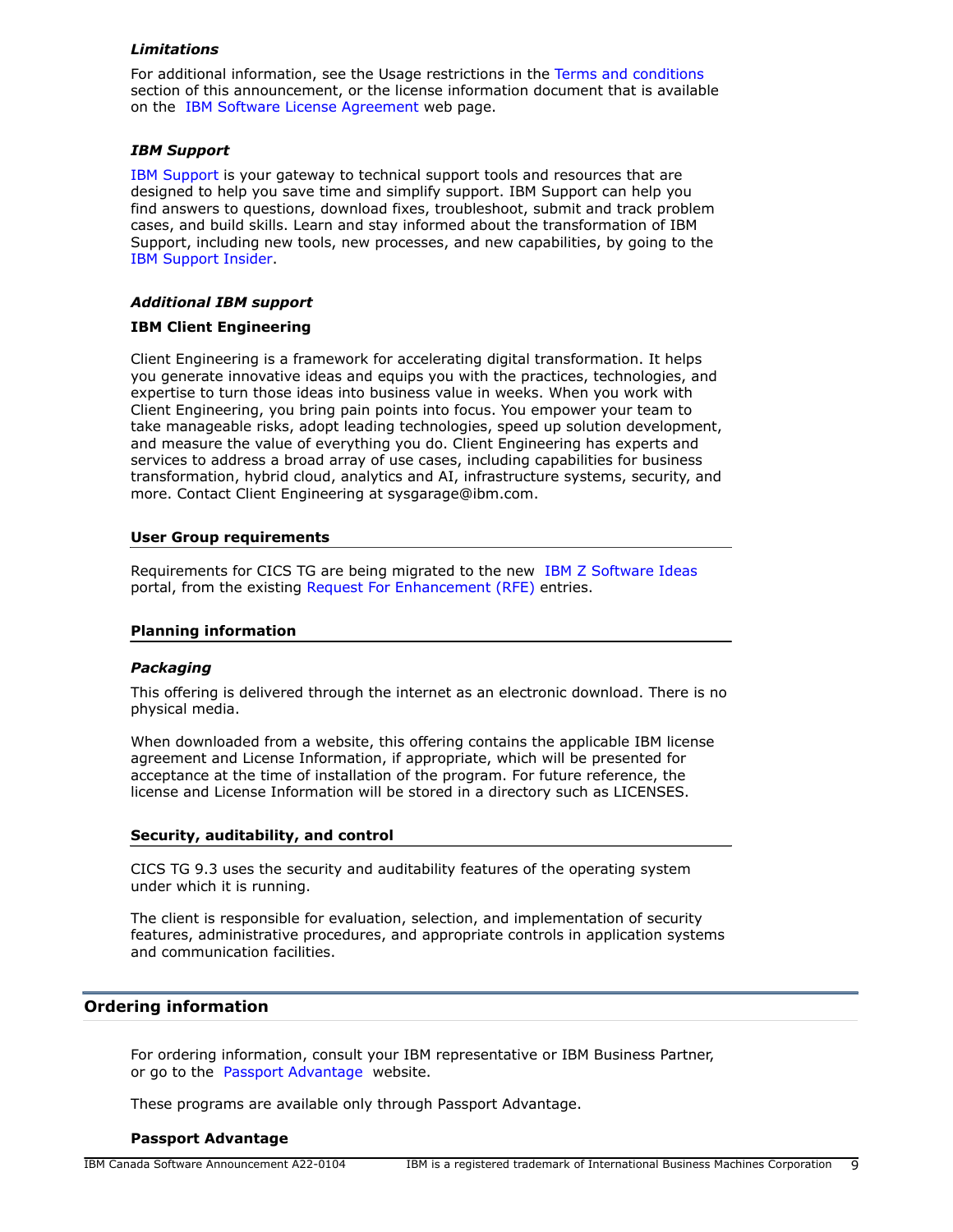*Limitations*

For additional information, see the Usage restrictions in the Terms and conditions section of this announcement, or the license information document that is available on the IBM Software License Agreement web page.

*IBM Support*

IBM Support is your gateway to technical support tools and resources that are designed to help you save time and simplify support. IBM Support can help you find answers to questions, download fixes, troubleshoot, submit and track problem cases, and build skills. Learn and stay informed about the transformation of IBM Support, including new tools, new processes, and new capabilities, by going to the IBM Support Insider.

*Additional IBM support*

**IBM Client Engineering**

Client Engineering is a framework for accelerating digital transformation. It helps you generate innovative ideas and equips you with the practices, technologies, and expertise to turn those ideas into business value in weeks. When you work with Client Engineering, you bring pain points into focus. You empower your team to take manageable risks, adopt leading technologies, speed up solution development, and measure the value of everything you do. Client Engineering has experts and services to address a broad array of use cases, including capabilities for business transformation, hybrid cloud, analytics and AI, infrastructure systems, security, and more. Contact Client Engineering at sysgarage@ibm.com.

### User Group requirements

Requirements for CICS TG are being migrated to the new IBM Z Software Ideas portal, from the existing Request For Enhancement (RFE) entries.

### Planning information

*Packaging*

This offering is delivered through the internet as an electronic download. There is no physical media.

When downloaded from a website, this offering contains the applicable IBM license agreement and License Information, if appropriate, which will be presented for acceptance at the time of installation of the program. For future reference, the license and License Information will be stored in a directory such as LICENSES.

### Security, auditability, and control

CICS TG 9.3 uses the security and auditability features of the operating system under which it is running.

The client is responsible for evaluation, selection, and implementation of security features, administrative procedures, and appropriate controls in application systems and communication facilities.

## Ordering information

For ordering information, consult your IBM representative or IBM Business Partner, or go to the Passport Advantage website.

These programs are available only through Passport Advantage.

**Passport Advantage**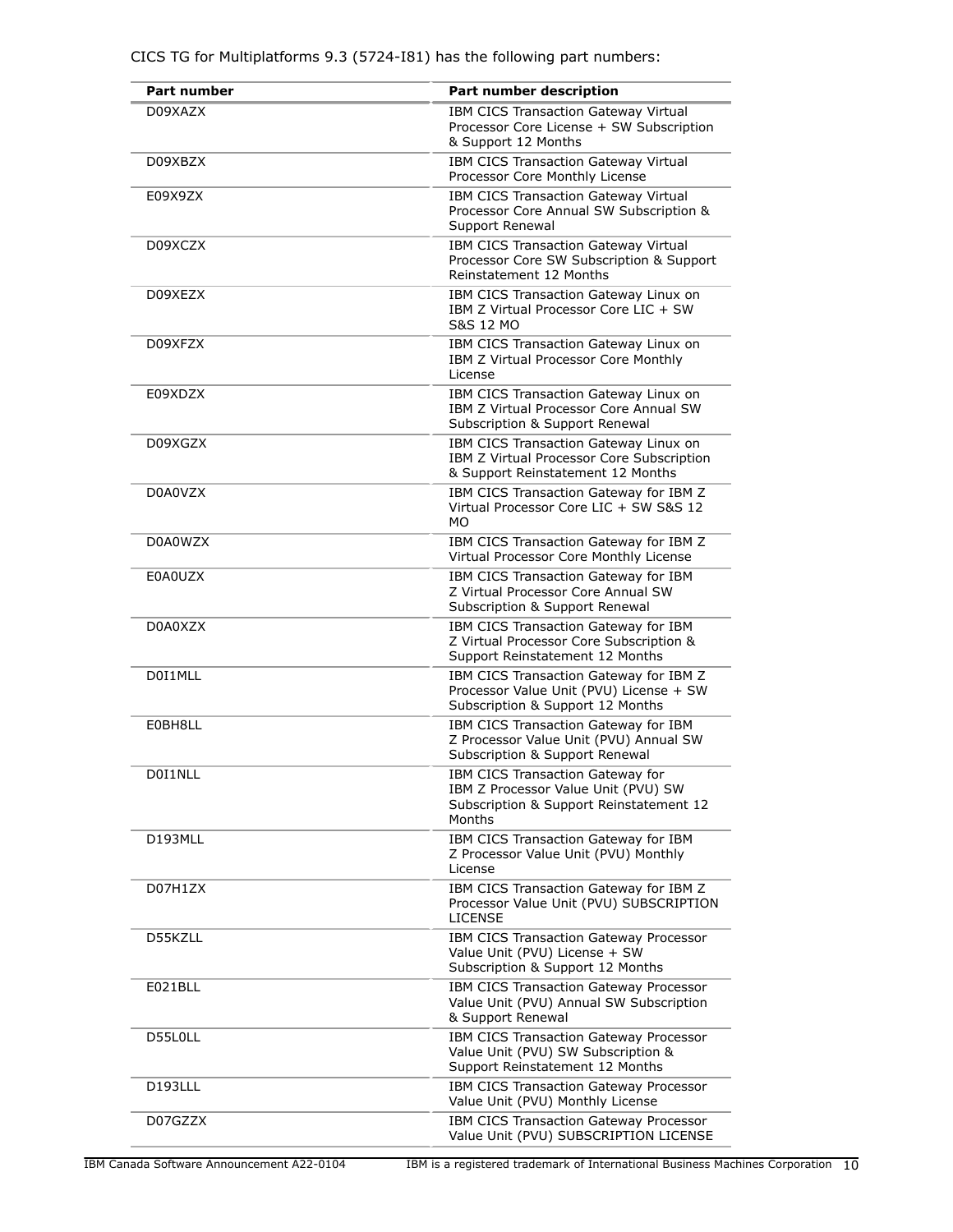CICS TG for Multiplatforms 9.3 (5724-I81) has the following part numbers:

| Part number | Part number description |
|---|---|
| D09XAZX | IBM CICS Transaction Gateway Virtual Processor Core License + SW Subscription & Support 12 Months |
| D09XBZX | IBM CICS Transaction Gateway Virtual Processor Core Monthly License |
| E09X9ZX | IBM CICS Transaction Gateway Virtual Processor Core Annual SW Subscription & Support Renewal |
| D09XCZX | IBM CICS Transaction Gateway Virtual Processor Core SW Subscription & Support Reinstatement 12 Months |
| D09XEZX | IBM CICS Transaction Gateway Linux on IBM Z Virtual Processor Core LIC + SW S&S 12 MO |
| D09XFZX | IBM CICS Transaction Gateway Linux on IBM Z Virtual Processor Core Monthly License |
| E09XDZX | IBM CICS Transaction Gateway Linux on IBM Z Virtual Processor Core Annual SW Subscription & Support Renewal |
| D09XGZX | IBM CICS Transaction Gateway Linux on IBM Z Virtual Processor Core Subscription & Support Reinstatement 12 Months |
| D0A0VZX | IBM CICS Transaction Gateway for IBM Z Virtual Processor Core LIC + SW S&S 12 MO |
| D0A0WZX | IBM CICS Transaction Gateway for IBM Z Virtual Processor Core Monthly License |
| E0A0UZX | IBM CICS Transaction Gateway for IBM Z Virtual Processor Core Annual SW Subscription & Support Renewal |
| D0A0XZX | IBM CICS Transaction Gateway for IBM Z Virtual Processor Core Subscription & Support Reinstatement 12 Months |
| D0I1MLL | IBM CICS Transaction Gateway for IBM Z Processor Value Unit (PVU) License + SW Subscription & Support 12 Months |
| E0BH8LL | IBM CICS Transaction Gateway for IBM Z Processor Value Unit (PVU) Annual SW Subscription & Support Renewal |
| D0I1NLL | IBM CICS Transaction Gateway for IBM Z Processor Value Unit (PVU) SW Subscription & Support Reinstatement 12 Months |
| D193MLL | IBM CICS Transaction Gateway for IBM Z Processor Value Unit (PVU) Monthly License |
| D07H1ZX | IBM CICS Transaction Gateway for IBM Z Processor Value Unit (PVU) SUBSCRIPTION LICENSE |
| D55KZLL | IBM CICS Transaction Gateway Processor Value Unit (PVU) License + SW Subscription & Support 12 Months |
| E021BLL | IBM CICS Transaction Gateway Processor Value Unit (PVU) Annual SW Subscription & Support Renewal |
| D55L0LL | IBM CICS Transaction Gateway Processor Value Unit (PVU) SW Subscription & Support Reinstatement 12 Months |
| D193LLL | IBM CICS Transaction Gateway Processor Value Unit (PVU) Monthly License |
| D07GZZX | IBM CICS Transaction Gateway Processor Value Unit (PVU) SUBSCRIPTION LICENSE |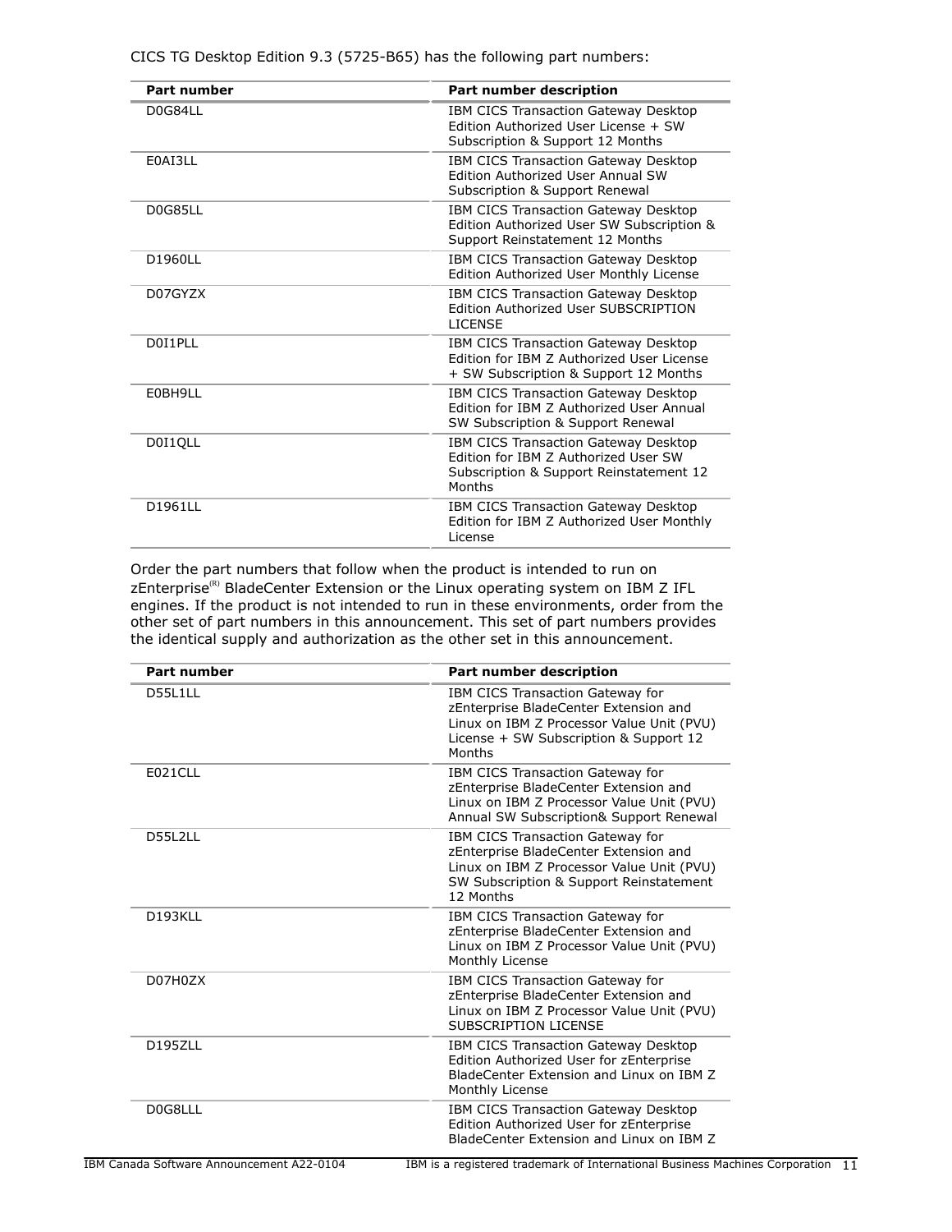CICS TG Desktop Edition 9.3 (5725-B65) has the following part numbers:

| Part number | Part number description |
| --- | --- |
| D0G84LL | IBM CICS Transaction Gateway Desktop Edition Authorized User License + SW Subscription & Support 12 Months |
| E0AI3LL | IBM CICS Transaction Gateway Desktop Edition Authorized User Annual SW Subscription & Support Renewal |
| D0G85LL | IBM CICS Transaction Gateway Desktop Edition Authorized User SW Subscription & Support Reinstatement 12 Months |
| D1960LL | IBM CICS Transaction Gateway Desktop Edition Authorized User Monthly License |
| D07GYZX | IBM CICS Transaction Gateway Desktop Edition Authorized User SUBSCRIPTION LICENSE |
| D0I1PLL | IBM CICS Transaction Gateway Desktop Edition for IBM Z Authorized User License + SW Subscription & Support 12 Months |
| E0BH9LL | IBM CICS Transaction Gateway Desktop Edition for IBM Z Authorized User Annual SW Subscription & Support Renewal |
| D0I1QLL | IBM CICS Transaction Gateway Desktop Edition for IBM Z Authorized User SW Subscription & Support Reinstatement 12 Months |
| D1961LL | IBM CICS Transaction Gateway Desktop Edition for IBM Z Authorized User Monthly License |

Order the part numbers that follow when the product is intended to run on zEnterprise(R) BladeCenter Extension or the Linux operating system on IBM Z IFL engines. If the product is not intended to run in these environments, order from the other set of part numbers in this announcement. This set of part numbers provides the identical supply and authorization as the other set in this announcement.

| Part number | Part number description |
| --- | --- |
| D55L1LL | IBM CICS Transaction Gateway for zEnterprise BladeCenter Extension and Linux on IBM Z Processor Value Unit (PVU) License + SW Subscription & Support 12 Months |
| E021CLL | IBM CICS Transaction Gateway for zEnterprise BladeCenter Extension and Linux on IBM Z Processor Value Unit (PVU) Annual SW Subscription& Support Renewal |
| D55L2LL | IBM CICS Transaction Gateway for zEnterprise BladeCenter Extension and Linux on IBM Z Processor Value Unit (PVU) SW Subscription & Support Reinstatement 12 Months |
| D193KLL | IBM CICS Transaction Gateway for zEnterprise BladeCenter Extension and Linux on IBM Z Processor Value Unit (PVU) Monthly License |
| D07H0ZX | IBM CICS Transaction Gateway for zEnterprise BladeCenter Extension and Linux on IBM Z Processor Value Unit (PVU) SUBSCRIPTION LICENSE |
| D195ZLL | IBM CICS Transaction Gateway Desktop Edition Authorized User for zEnterprise BladeCenter Extension and Linux on IBM Z Monthly License |
| D0G8LLL | IBM CICS Transaction Gateway Desktop Edition Authorized User for zEnterprise BladeCenter Extension and Linux on IBM Z |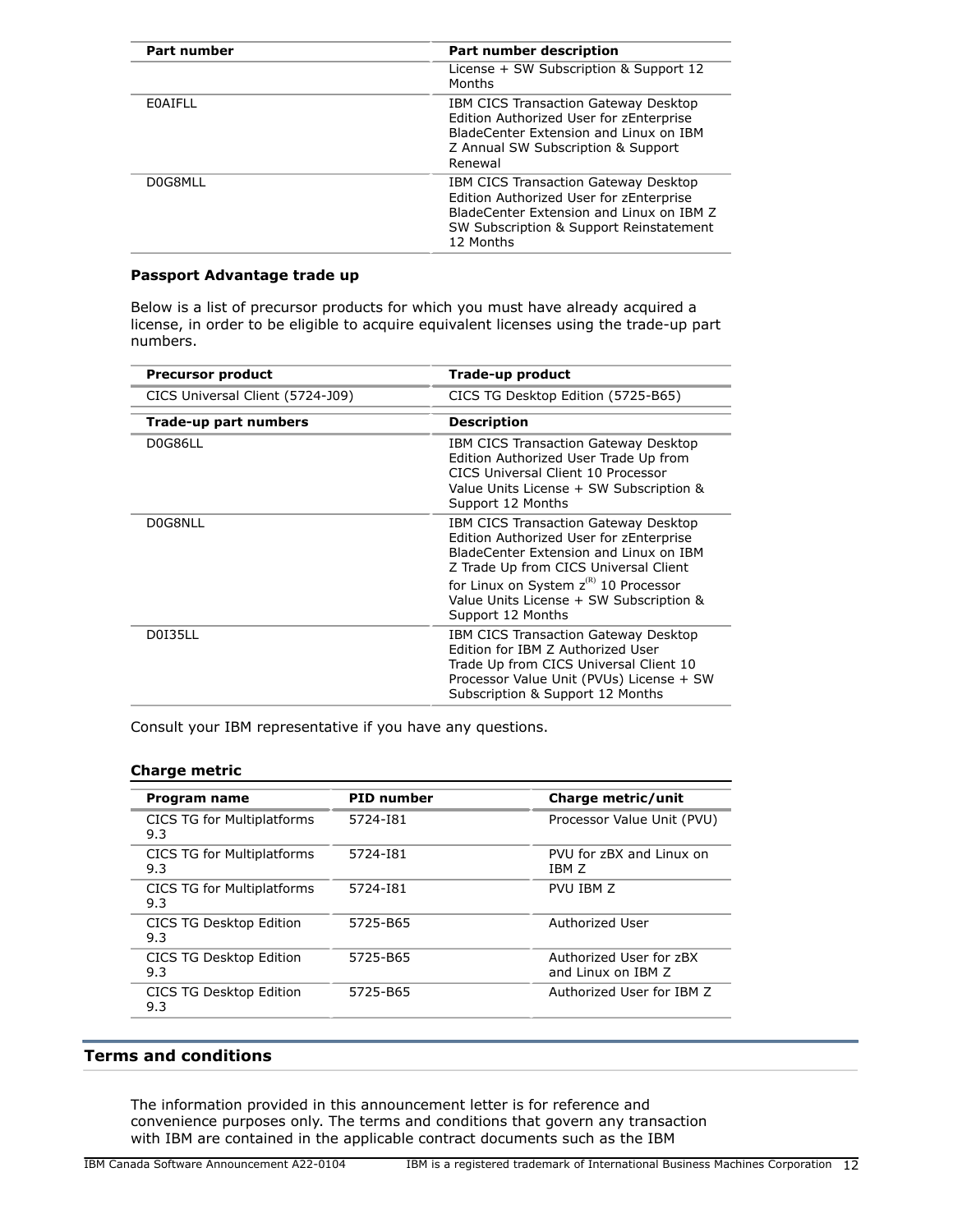| Part number | Part number description |
| --- | --- |
| | License + SW Subscription & Support 12 Months |
| E0AIFLL | IBM CICS Transaction Gateway Desktop Edition Authorized User for zEnterprise BladeCenter Extension and Linux on IBM Z Annual SW Subscription & Support Renewal |
| D0G8MLL | IBM CICS Transaction Gateway Desktop Edition Authorized User for zEnterprise BladeCenter Extension and Linux on IBM Z SW Subscription & Support Reinstatement 12 Months |

**Passport Advantage trade up**

Below is a list of precursor products for which you must have already acquired a license, in order to be eligible to acquire equivalent licenses using the trade-up part numbers.

| Precursor product | Trade-up product |
| --- | --- |
| CICS Universal Client (5724-J09) | CICS TG Desktop Edition (5725-B65) |

| Trade-up part numbers | Description |
| --- | --- |
| D0G86LL | IBM CICS Transaction Gateway Desktop Edition Authorized User Trade Up from CICS Universal Client 10 Processor Value Units License + SW Subscription & Support 12 Months |
| D0G8NLL | IBM CICS Transaction Gateway Desktop Edition Authorized User for zEnterprise BladeCenter Extension and Linux on IBM Z Trade Up from CICS Universal Client for Linux on System z(R) 10 Processor Value Units License + SW Subscription & Support 12 Months |
| D0I35LL | IBM CICS Transaction Gateway Desktop Edition for IBM Z Authorized User Trade Up from CICS Universal Client 10 Processor Value Unit (PVUs) License + SW Subscription & Support 12 Months |

Consult your IBM representative if you have any questions.

**Charge metric**

| Program name | PID number | Charge metric/unit |
| --- | --- | --- |
| CICS TG for Multiplatforms 9.3 | 5724-I81 | Processor Value Unit (PVU) |
| CICS TG for Multiplatforms 9.3 | 5724-I81 | PVU for zBX and Linux on IBM Z |
| CICS TG for Multiplatforms 9.3 | 5724-I81 | PVU IBM Z |
| CICS TG Desktop Edition 9.3 | 5725-B65 | Authorized User |
| CICS TG Desktop Edition 9.3 | 5725-B65 | Authorized User for zBX and Linux on IBM Z |
| CICS TG Desktop Edition 9.3 | 5725-B65 | Authorized User for IBM Z |

## Terms and conditions

The information provided in this announcement letter is for reference and convenience purposes only. The terms and conditions that govern any transaction with IBM are contained in the applicable contract documents such as the IBM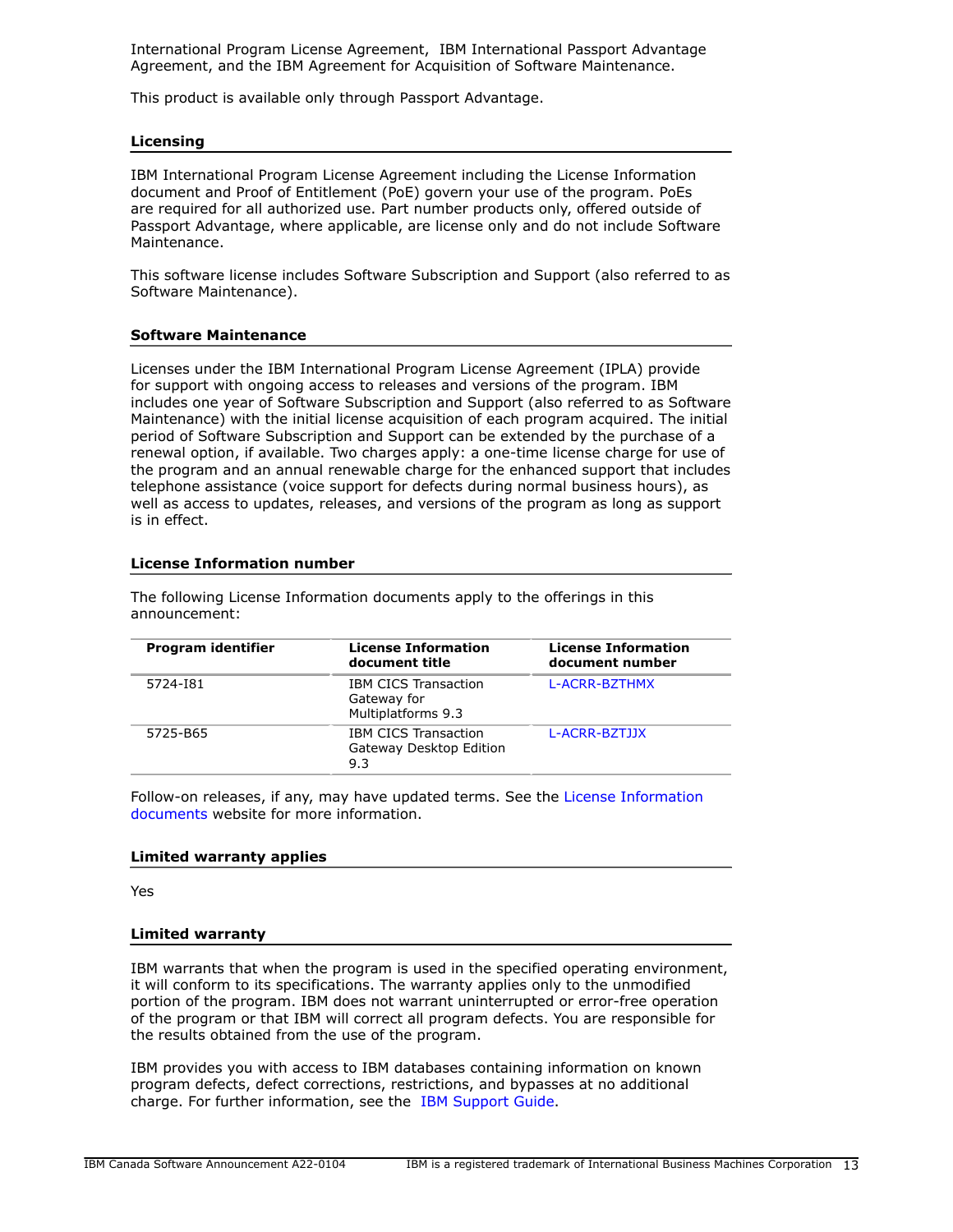International Program License Agreement, IBM International Passport Advantage Agreement, and the IBM Agreement for Acquisition of Software Maintenance.

This product is available only through Passport Advantage.

### Licensing

IBM International Program License Agreement including the License Information document and Proof of Entitlement (PoE) govern your use of the program. PoEs are required for all authorized use. Part number products only, offered outside of Passport Advantage, where applicable, are license only and do not include Software Maintenance.

This software license includes Software Subscription and Support (also referred to as Software Maintenance).

### Software Maintenance

Licenses under the IBM International Program License Agreement (IPLA) provide for support with ongoing access to releases and versions of the program. IBM includes one year of Software Subscription and Support (also referred to as Software Maintenance) with the initial license acquisition of each program acquired. The initial period of Software Subscription and Support can be extended by the purchase of a renewal option, if available. Two charges apply: a one-time license charge for use of the program and an annual renewable charge for the enhanced support that includes telephone assistance (voice support for defects during normal business hours), as well as access to updates, releases, and versions of the program as long as support is in effect.

### License Information number

The following License Information documents apply to the offerings in this announcement:

| Program identifier | License Information document title | License Information document number |
|---|---|---|
| 5724-I81 | IBM CICS Transaction Gateway for Multiplatforms 9.3 | L-ACRR-BZTHMX |
| 5725-B65 | IBM CICS Transaction Gateway Desktop Edition 9.3 | L-ACRR-BZTJJX |

Follow-on releases, if any, may have updated terms. See the License Information documents website for more information.

### Limited warranty applies

Yes

### Limited warranty

IBM warrants that when the program is used in the specified operating environment, it will conform to its specifications. The warranty applies only to the unmodified portion of the program. IBM does not warrant uninterrupted or error-free operation of the program or that IBM will correct all program defects. You are responsible for the results obtained from the use of the program.

IBM provides you with access to IBM databases containing information on known program defects, defect corrections, restrictions, and bypasses at no additional charge. For further information, see the IBM Support Guide.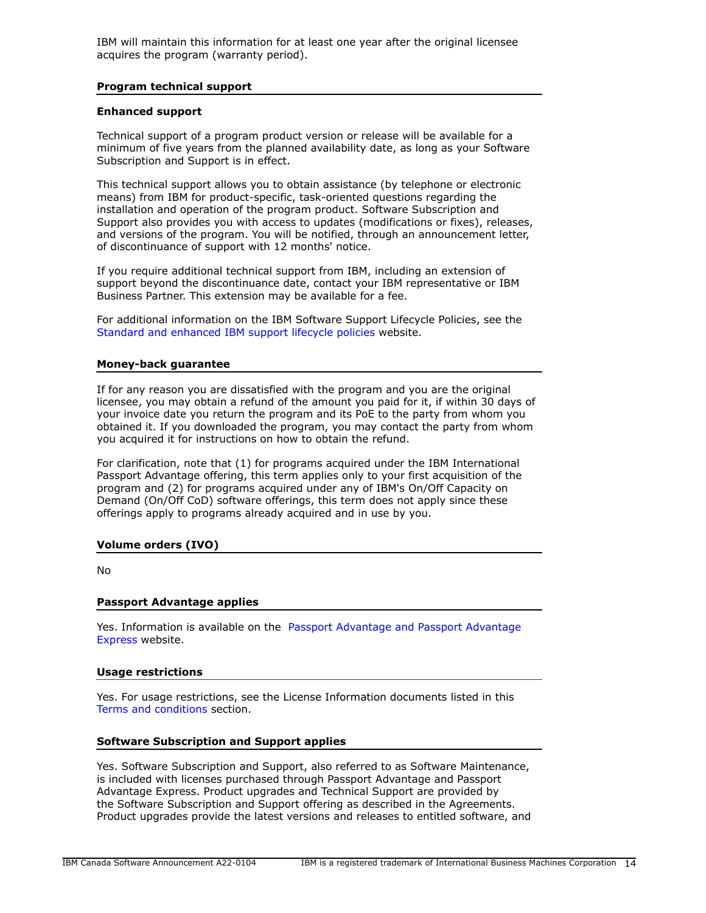IBM will maintain this information for at least one year after the original licensee acquires the program (warranty period).

## Program technical support

### Enhanced support

Technical support of a program product version or release will be available for a minimum of five years from the planned availability date, as long as your Software Subscription and Support is in effect.

This technical support allows you to obtain assistance (by telephone or electronic means) from IBM for product-specific, task-oriented questions regarding the installation and operation of the program product. Software Subscription and Support also provides you with access to updates (modifications or fixes), releases, and versions of the program. You will be notified, through an announcement letter, of discontinuance of support with 12 months' notice.

If you require additional technical support from IBM, including an extension of support beyond the discontinuance date, contact your IBM representative or IBM Business Partner. This extension may be available for a fee.

For additional information on the IBM Software Support Lifecycle Policies, see the Standard and enhanced IBM support lifecycle policies website.

## Money-back guarantee

If for any reason you are dissatisfied with the program and you are the original licensee, you may obtain a refund of the amount you paid for it, if within 30 days of your invoice date you return the program and its PoE to the party from whom you obtained it. If you downloaded the program, you may contact the party from whom you acquired it for instructions on how to obtain the refund.

For clarification, note that (1) for programs acquired under the IBM International Passport Advantage offering, this term applies only to your first acquisition of the program and (2) for programs acquired under any of IBM's On/Off Capacity on Demand (On/Off CoD) software offerings, this term does not apply since these offerings apply to programs already acquired and in use by you.

## Volume orders (IVO)

No

## Passport Advantage applies

Yes. Information is available on the Passport Advantage and Passport Advantage Express website.

## Usage restrictions

Yes. For usage restrictions, see the License Information documents listed in this Terms and conditions section.

## Software Subscription and Support applies

Yes. Software Subscription and Support, also referred to as Software Maintenance, is included with licenses purchased through Passport Advantage and Passport Advantage Express. Product upgrades and Technical Support are provided by the Software Subscription and Support offering as described in the Agreements. Product upgrades provide the latest versions and releases to entitled software, and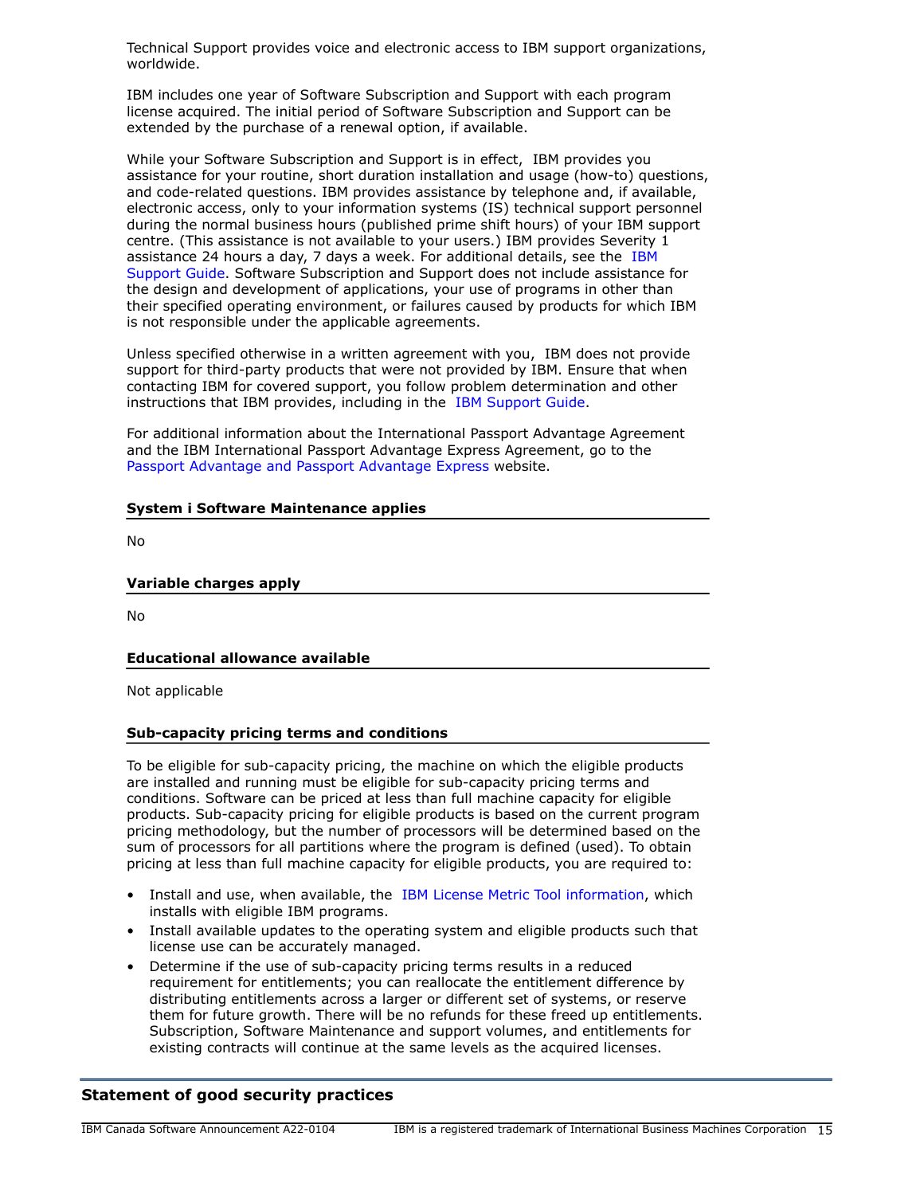Technical Support provides voice and electronic access to IBM support organizations, worldwide.

IBM includes one year of Software Subscription and Support with each program license acquired. The initial period of Software Subscription and Support can be extended by the purchase of a renewal option, if available.

While your Software Subscription and Support is in effect, IBM provides you assistance for your routine, short duration installation and usage (how-to) questions, and code-related questions. IBM provides assistance by telephone and, if available, electronic access, only to your information systems (IS) technical support personnel during the normal business hours (published prime shift hours) of your IBM support centre. (This assistance is not available to your users.) IBM provides Severity 1 assistance 24 hours a day, 7 days a week. For additional details, see the IBM Support Guide. Software Subscription and Support does not include assistance for the design and development of applications, your use of programs in other than their specified operating environment, or failures caused by products for which IBM is not responsible under the applicable agreements.

Unless specified otherwise in a written agreement with you, IBM does not provide support for third-party products that were not provided by IBM. Ensure that when contacting IBM for covered support, you follow problem determination and other instructions that IBM provides, including in the IBM Support Guide.

For additional information about the International Passport Advantage Agreement and the IBM International Passport Advantage Express Agreement, go to the Passport Advantage and Passport Advantage Express website.

### System i Software Maintenance applies

No

### Variable charges apply

No

### Educational allowance available

Not applicable

### Sub-capacity pricing terms and conditions

To be eligible for sub-capacity pricing, the machine on which the eligible products are installed and running must be eligible for sub-capacity pricing terms and conditions. Software can be priced at less than full machine capacity for eligible products. Sub-capacity pricing for eligible products is based on the current program pricing methodology, but the number of processors will be determined based on the sum of processors for all partitions where the program is defined (used). To obtain pricing at less than full machine capacity for eligible products, you are required to:

- Install and use, when available, the IBM License Metric Tool information, which installs with eligible IBM programs.
- Install available updates to the operating system and eligible products such that license use can be accurately managed.
- Determine if the use of sub-capacity pricing terms results in a reduced requirement for entitlements; you can reallocate the entitlement difference by distributing entitlements across a larger or different set of systems, or reserve them for future growth. There will be no refunds for these freed up entitlements. Subscription, Software Maintenance and support volumes, and entitlements for existing contracts will continue at the same levels as the acquired licenses.

## Statement of good security practices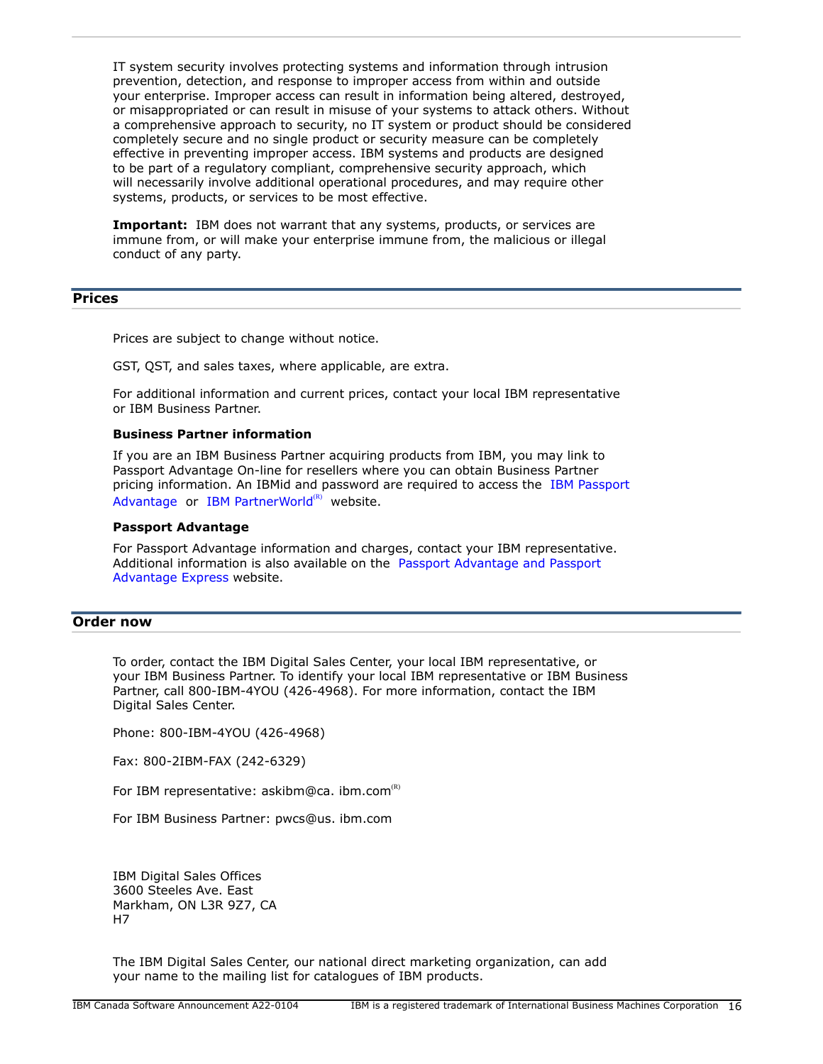IT system security involves protecting systems and information through intrusion prevention, detection, and response to improper access from within and outside your enterprise. Improper access can result in information being altered, destroyed, or misappropriated or can result in misuse of your systems to attack others. Without a comprehensive approach to security, no IT system or product should be considered completely secure and no single product or security measure can be completely effective in preventing improper access. IBM systems and products are designed to be part of a regulatory compliant, comprehensive security approach, which will necessarily involve additional operational procedures, and may require other systems, products, or services to be most effective.

**Important:** IBM does not warrant that any systems, products, or services are immune from, or will make your enterprise immune from, the malicious or illegal conduct of any party.

## Prices

Prices are subject to change without notice.

GST, QST, and sales taxes, where applicable, are extra.

For additional information and current prices, contact your local IBM representative or IBM Business Partner.

### Business Partner information

If you are an IBM Business Partner acquiring products from IBM, you may link to Passport Advantage On-line for resellers where you can obtain Business Partner pricing information. An IBMid and password are required to access the IBM Passport Advantage or IBM PartnerWorld(R) website.

### Passport Advantage

For Passport Advantage information and charges, contact your IBM representative. Additional information is also available on the Passport Advantage and Passport Advantage Express website.

## Order now

To order, contact the IBM Digital Sales Center, your local IBM representative, or your IBM Business Partner. To identify your local IBM representative or IBM Business Partner, call 800-IBM-4YOU (426-4968). For more information, contact the IBM Digital Sales Center.

Phone: 800-IBM-4YOU (426-4968)

Fax: 800-2IBM-FAX (242-6329)

For IBM representative: askibm@ca. ibm.com(R)

For IBM Business Partner: pwcs@us. ibm.com

IBM Digital Sales Offices
3600 Steeles Ave. East
Markham, ON L3R 9Z7, CA
H7

The IBM Digital Sales Center, our national direct marketing organization, can add your name to the mailing list for catalogues of IBM products.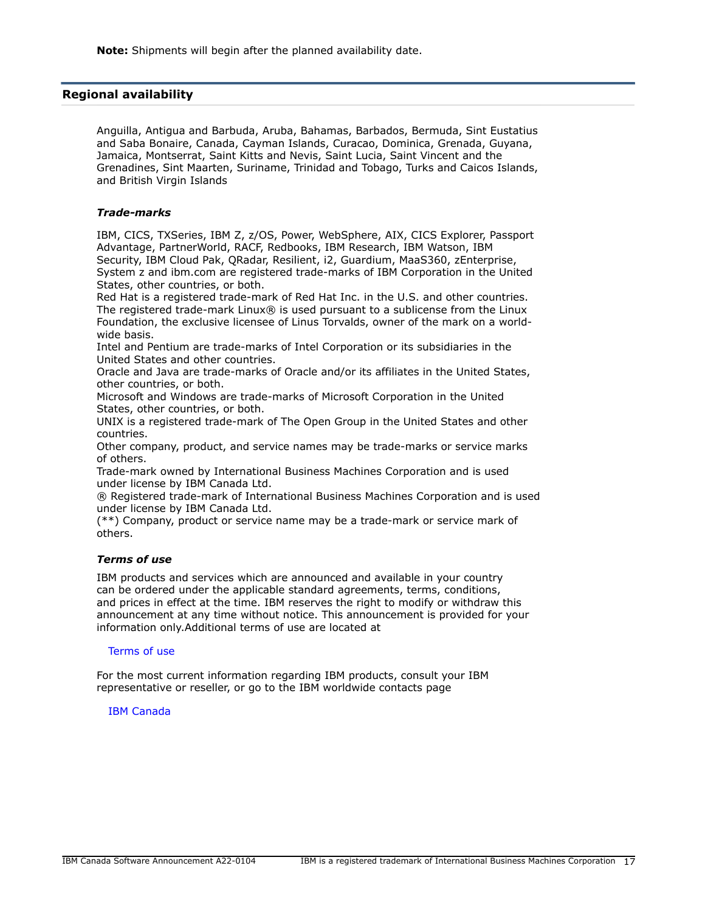**Note:** Shipments will begin after the planned availability date.

## Regional availability

Anguilla, Antigua and Barbuda, Aruba, Bahamas, Barbados, Bermuda, Sint Eustatius and Saba Bonaire, Canada, Cayman Islands, Curacao, Dominica, Grenada, Guyana, Jamaica, Montserrat, Saint Kitts and Nevis, Saint Lucia, Saint Vincent and the Grenadines, Sint Maarten, Suriname, Trinidad and Tobago, Turks and Caicos Islands, and British Virgin Islands

### *Trade-marks*

IBM, CICS, TXSeries, IBM Z, z/OS, Power, WebSphere, AIX, CICS Explorer, Passport Advantage, PartnerWorld, RACF, Redbooks, IBM Research, IBM Watson, IBM Security, IBM Cloud Pak, QRadar, Resilient, i2, Guardium, MaaS360, zEnterprise, System z and ibm.com are registered trade-marks of IBM Corporation in the United States, other countries, or both.
Red Hat is a registered trade-mark of Red Hat Inc. in the U.S. and other countries.
The registered trade-mark Linux® is used pursuant to a sublicense from the Linux Foundation, the exclusive licensee of Linus Torvalds, owner of the mark on a world-wide basis.
Intel and Pentium are trade-marks of Intel Corporation or its subsidiaries in the United States and other countries.
Oracle and Java are trade-marks of Oracle and/or its affiliates in the United States, other countries, or both.
Microsoft and Windows are trade-marks of Microsoft Corporation in the United States, other countries, or both.
UNIX is a registered trade-mark of The Open Group in the United States and other countries.
Other company, product, and service names may be trade-marks or service marks of others.
Trade-mark owned by International Business Machines Corporation and is used under license by IBM Canada Ltd.
® Registered trade-mark of International Business Machines Corporation and is used under license by IBM Canada Ltd.
(**) Company, product or service name may be a trade-mark or service mark of others.

### *Terms of use*

IBM products and services which are announced and available in your country can be ordered under the applicable standard agreements, terms, conditions, and prices in effect at the time. IBM reserves the right to modify or withdraw this announcement at any time without notice. This announcement is provided for your information only.Additional terms of use are located at

Terms of use

For the most current information regarding IBM products, consult your IBM representative or reseller, or go to the IBM worldwide contacts page

IBM Canada